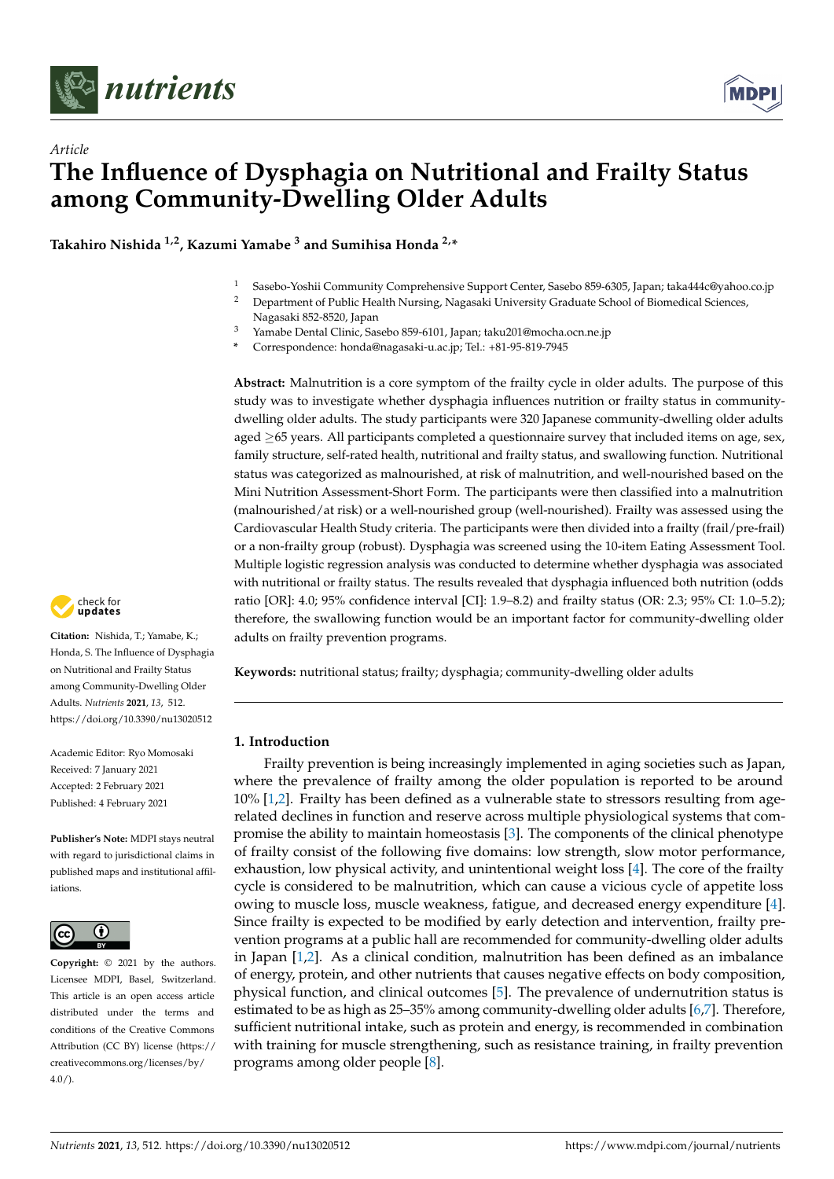*Article*

# The Influence of Dysphagia on Nutritional and Frailty Status among Community-Dwelling Older Adults

**Takahiro Nishida [1,2], Kazumi Yamabe [3] and Sumihisa Honda [2,*]**

[1] Sasebo-Yoshii Community Comprehensive Support Center, Sasebo 859-6305, Japan; taka444c@yahoo.co.jp

[2] Department of Public Health Nursing, Nagasaki University Graduate School of Biomedical Sciences, Nagasaki 852-8520, Japan

[3] Yamabe Dental Clinic, Sasebo 859-6101, Japan; taku201@mocha.ocn.ne.jp

\* Correspondence: honda@nagasaki-u.ac.jp; Tel.: +81-95-819-7945

**Abstract:** Malnutrition is a core symptom of the frailty cycle in older adults. The purpose of this study was to investigate whether dysphagia influences nutrition or frailty status in community-dwelling older adults. The study participants were 320 Japanese community-dwelling older adults aged ≥65 years. All participants completed a questionnaire survey that included items on age, sex, family structure, self-rated health, nutritional and frailty status, and swallowing function. Nutritional status was categorized as malnourished, at risk of malnutrition, and well-nourished based on the Mini Nutrition Assessment-Short Form. The participants were then classified into a malnutrition (malnourished/at risk) or a well-nourished group (well-nourished). Frailty was assessed using the Cardiovascular Health Study criteria. The participants were then divided into a frailty (frail/pre-frail) or a non-frailty group (robust). Dysphagia was screened using the 10-item Eating Assessment Tool. Multiple logistic regression analysis was conducted to determine whether dysphagia was associated with nutritional or frailty status. The results revealed that dysphagia influenced both nutrition (odds ratio [OR]: 4.0; 95% confidence interval [CI]: 1.9–8.2) and frailty status (OR: 2.3; 95% CI: 1.0–5.2); therefore, the swallowing function would be an important factor for community-dwelling older adults on frailty prevention programs.

**Keywords:** nutritional status; frailty; dysphagia; community-dwelling older adults

**Citation:** Nishida, T.; Yamabe, K.; Honda, S. The Influence of Dysphagia on Nutritional and Frailty Status among Community-Dwelling Older Adults. *Nutrients* **2021**, *13*, 512. https://doi.org/10.3390/nu13020512

Academic Editor: Ryo Momosaki

Received: 7 January 2021

Accepted: 2 February 2021

Published: 4 February 2021

**Publisher's Note:** MDPI stays neutral with regard to jurisdictional claims in published maps and institutional affiliations.

**Copyright:** © 2021 by the authors. Licensee MDPI, Basel, Switzerland. This article is an open access article distributed under the terms and conditions of the Creative Commons Attribution (CC BY) license (https://creativecommons.org/licenses/by/4.0/).

## 1. Introduction

Frailty prevention is being increasingly implemented in aging societies such as Japan, where the prevalence of frailty among the older population is reported to be around 10% [1,2]. Frailty has been defined as a vulnerable state to stressors resulting from age-related declines in function and reserve across multiple physiological systems that compromise the ability to maintain homeostasis [3]. The components of the clinical phenotype of frailty consist of the following five domains: low strength, slow motor performance, exhaustion, low physical activity, and unintentional weight loss [4]. The core of the frailty cycle is considered to be malnutrition, which can cause a vicious cycle of appetite loss owing to muscle loss, muscle weakness, fatigue, and decreased energy expenditure [4]. Since frailty is expected to be modified by early detection and intervention, frailty prevention programs at a public hall are recommended for community-dwelling older adults in Japan [1,2]. As a clinical condition, malnutrition has been defined as an imbalance of energy, protein, and other nutrients that causes negative effects on body composition, physical function, and clinical outcomes [5]. The prevalence of undernutrition status is estimated to be as high as 25–35% among community-dwelling older adults [6,7]. Therefore, sufficient nutritional intake, such as protein and energy, is recommended in combination with training for muscle strengthening, such as resistance training, in frailty prevention programs among older people [8].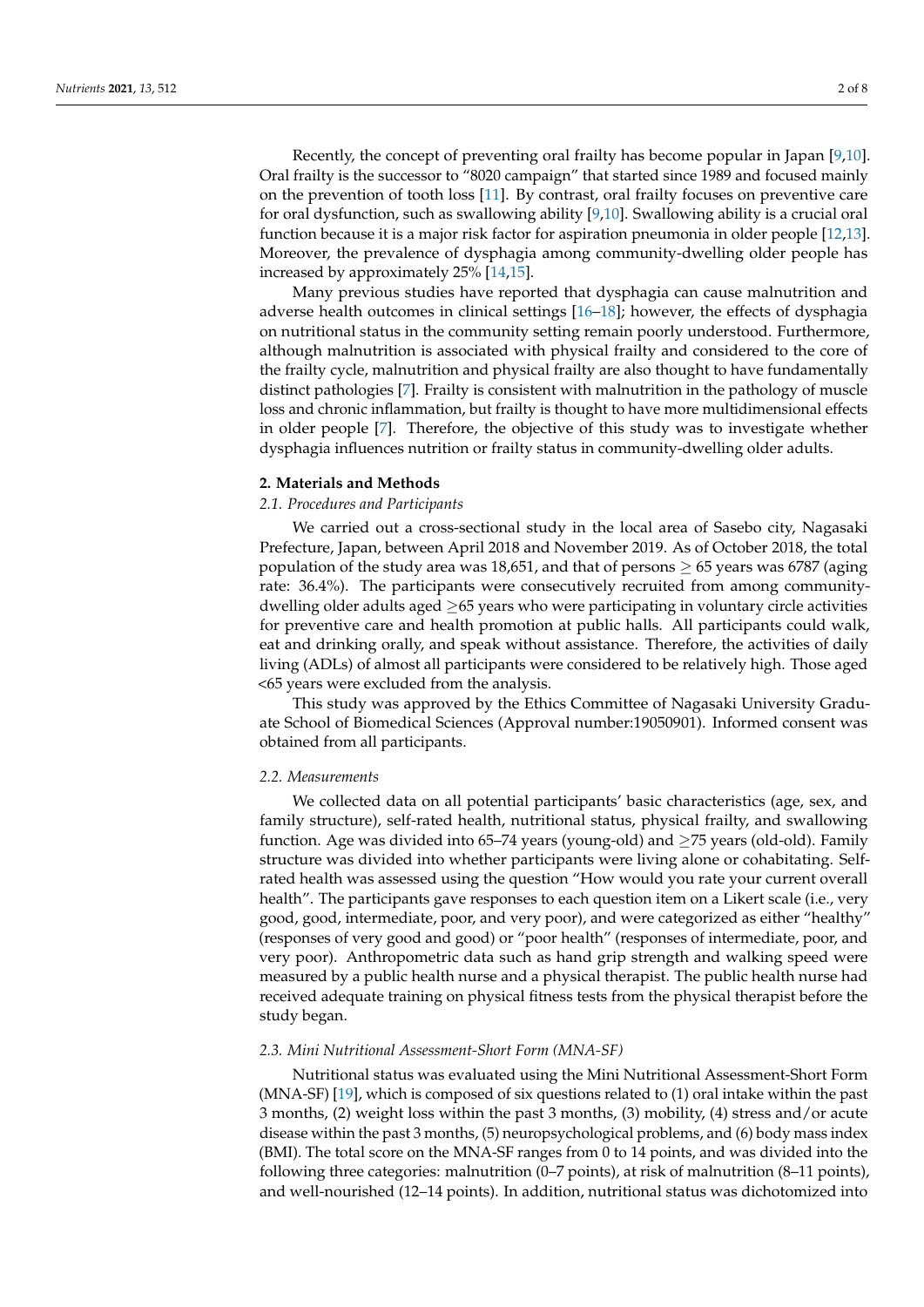Recently, the concept of preventing oral frailty has become popular in Japan [9,10]. Oral frailty is the successor to "8020 campaign" that started since 1989 and focused mainly on the prevention of tooth loss [11]. By contrast, oral frailty focuses on preventive care for oral dysfunction, such as swallowing ability [9,10]. Swallowing ability is a crucial oral function because it is a major risk factor for aspiration pneumonia in older people [12,13]. Moreover, the prevalence of dysphagia among community-dwelling older people has increased by approximately 25% [14,15].

Many previous studies have reported that dysphagia can cause malnutrition and adverse health outcomes in clinical settings [16–18]; however, the effects of dysphagia on nutritional status in the community setting remain poorly understood. Furthermore, although malnutrition is associated with physical frailty and considered to the core of the frailty cycle, malnutrition and physical frailty are also thought to have fundamentally distinct pathologies [7]. Frailty is consistent with malnutrition in the pathology of muscle loss and chronic inflammation, but frailty is thought to have more multidimensional effects in older people [7]. Therefore, the objective of this study was to investigate whether dysphagia influences nutrition or frailty status in community-dwelling older adults.

## 2. Materials and Methods

### 2.1. Procedures and Participants

We carried out a cross-sectional study in the local area of Sasebo city, Nagasaki Prefecture, Japan, between April 2018 and November 2019. As of October 2018, the total population of the study area was 18,651, and that of persons $\geq$ 65 years was 6787 (aging rate: 36.4%). The participants were consecutively recruited from among community-dwelling older adults aged $\geq$65 years who were participating in voluntary circle activities for preventive care and health promotion at public halls. All participants could walk, eat and drinking orally, and speak without assistance. Therefore, the activities of daily living (ADLs) of almost all participants were considered to be relatively high. Those aged <65 years were excluded from the analysis.

This study was approved by the Ethics Committee of Nagasaki University Graduate School of Biomedical Sciences (Approval number:19050901). Informed consent was obtained from all participants.

### 2.2. Measurements

We collected data on all potential participants' basic characteristics (age, sex, and family structure), self-rated health, nutritional status, physical frailty, and swallowing function. Age was divided into 65–74 years (young-old) and $\geq$75 years (old-old). Family structure was divided into whether participants were living alone or cohabitating. Self-rated health was assessed using the question "How would you rate your current overall health". The participants gave responses to each question item on a Likert scale (i.e., very good, good, intermediate, poor, and very poor), and were categorized as either "healthy" (responses of very good and good) or "poor health" (responses of intermediate, poor, and very poor). Anthropometric data such as hand grip strength and walking speed were measured by a public health nurse and a physical therapist. The public health nurse had received adequate training on physical fitness tests from the physical therapist before the study began.

### 2.3. Mini Nutritional Assessment-Short Form (MNA-SF)

Nutritional status was evaluated using the Mini Nutritional Assessment-Short Form (MNA-SF) [19], which is composed of six questions related to (1) oral intake within the past 3 months, (2) weight loss within the past 3 months, (3) mobility, (4) stress and/or acute disease within the past 3 months, (5) neuropsychological problems, and (6) body mass index (BMI). The total score on the MNA-SF ranges from 0 to 14 points, and was divided into the following three categories: malnutrition (0–7 points), at risk of malnutrition (8–11 points), and well-nourished (12–14 points). In addition, nutritional status was dichotomized into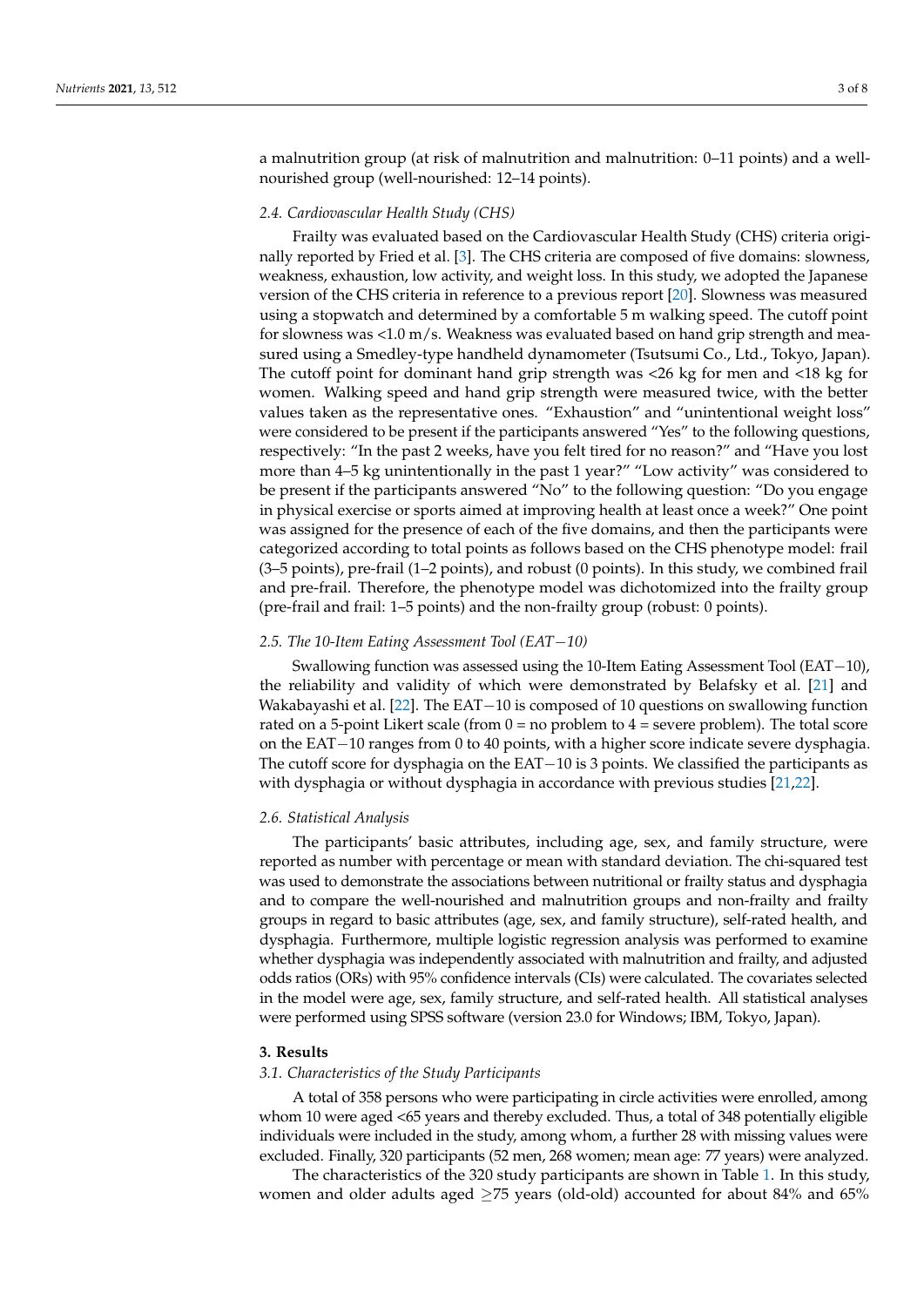a malnutrition group (at risk of malnutrition and malnutrition: 0–11 points) and a well-nourished group (well-nourished: 12–14 points).

### *2.4. Cardiovascular Health Study (CHS)*

Frailty was evaluated based on the Cardiovascular Health Study (CHS) criteria originally reported by Fried et al. [3]. The CHS criteria are composed of five domains: slowness, weakness, exhaustion, low activity, and weight loss. In this study, we adopted the Japanese version of the CHS criteria in reference to a previous report [20]. Slowness was measured using a stopwatch and determined by a comfortable 5 m walking speed. The cutoff point for slowness was <1.0 m/s. Weakness was evaluated based on hand grip strength and measured using a Smedley-type handheld dynamometer (Tsutsumi Co., Ltd., Tokyo, Japan). The cutoff point for dominant hand grip strength was <26 kg for men and <18 kg for women. Walking speed and hand grip strength were measured twice, with the better values taken as the representative ones. "Exhaustion" and "unintentional weight loss" were considered to be present if the participants answered "Yes" to the following questions, respectively: "In the past 2 weeks, have you felt tired for no reason?" and "Have you lost more than 4–5 kg unintentionally in the past 1 year?" "Low activity" was considered to be present if the participants answered "No" to the following question: "Do you engage in physical exercise or sports aimed at improving health at least once a week?" One point was assigned for the presence of each of the five domains, and then the participants were categorized according to total points as follows based on the CHS phenotype model: frail (3–5 points), pre-frail (1–2 points), and robust (0 points). In this study, we combined frail and pre-frail. Therefore, the phenotype model was dichotomized into the frailty group (pre-frail and frail: 1–5 points) and the non-frailty group (robust: 0 points).

### *2.5. The 10-Item Eating Assessment Tool (EAT−10)*

Swallowing function was assessed using the 10-Item Eating Assessment Tool (EAT−10), the reliability and validity of which were demonstrated by Belafsky et al. [21] and Wakabayashi et al. [22]. The EAT−10 is composed of 10 questions on swallowing function rated on a 5-point Likert scale (from 0 = no problem to 4 = severe problem). The total score on the EAT−10 ranges from 0 to 40 points, with a higher score indicate severe dysphagia. The cutoff score for dysphagia on the EAT−10 is 3 points. We classified the participants as with dysphagia or without dysphagia in accordance with previous studies [21,22].

### *2.6. Statistical Analysis*

The participants' basic attributes, including age, sex, and family structure, were reported as number with percentage or mean with standard deviation. The chi-squared test was used to demonstrate the associations between nutritional or frailty status and dysphagia and to compare the well-nourished and malnutrition groups and non-frailty and frailty groups in regard to basic attributes (age, sex, and family structure), self-rated health, and dysphagia. Furthermore, multiple logistic regression analysis was performed to examine whether dysphagia was independently associated with malnutrition and frailty, and adjusted odds ratios (ORs) with 95% confidence intervals (CIs) were calculated. The covariates selected in the model were age, sex, family structure, and self-rated health. All statistical analyses were performed using SPSS software (version 23.0 for Windows; IBM, Tokyo, Japan).

## **3. Results**

### *3.1. Characteristics of the Study Participants*

A total of 358 persons who were participating in circle activities were enrolled, among whom 10 were aged <65 years and thereby excluded. Thus, a total of 348 potentially eligible individuals were included in the study, among whom, a further 28 with missing values were excluded. Finally, 320 participants (52 men, 268 women; mean age: 77 years) were analyzed.

The characteristics of the 320 study participants are shown in Table 1. In this study, women and older adults aged ≥75 years (old-old) accounted for about 84% and 65%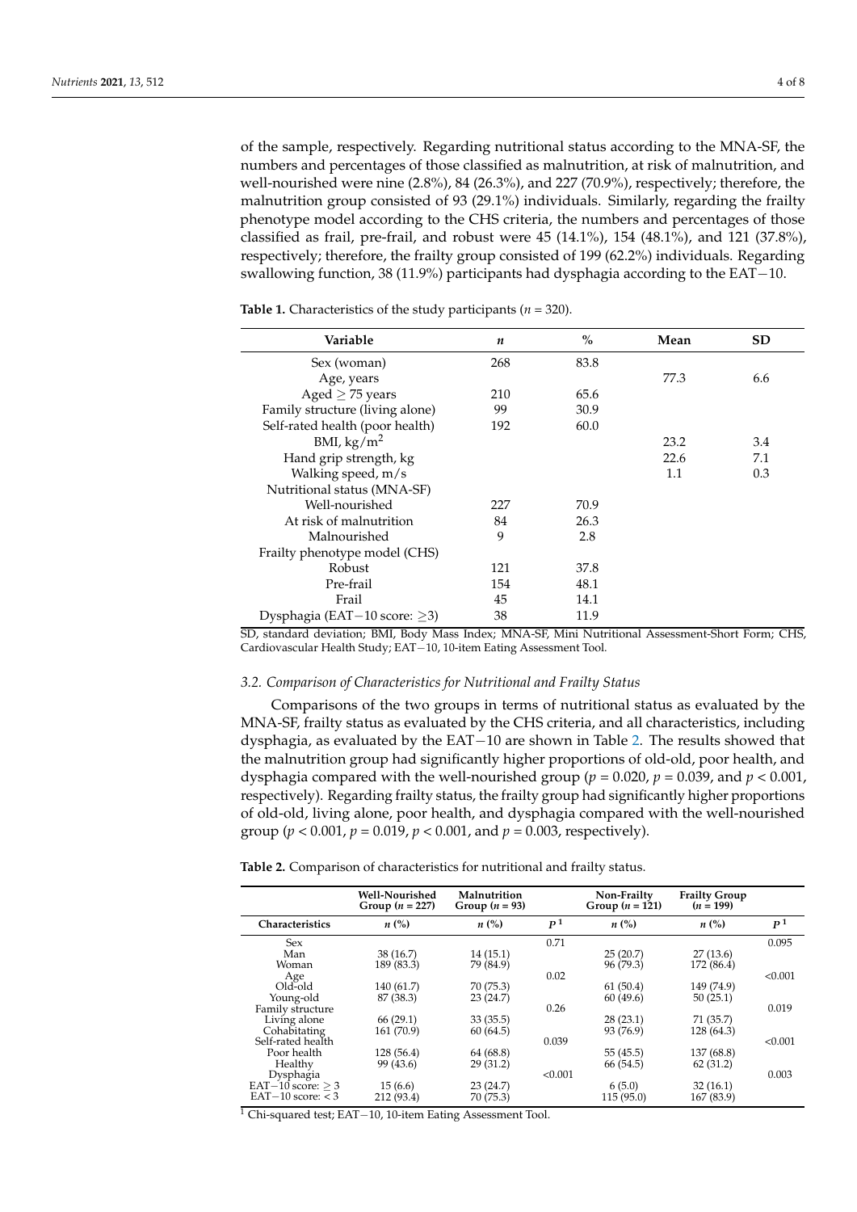of the sample, respectively. Regarding nutritional status according to the MNA-SF, the numbers and percentages of those classified as malnutrition, at risk of malnutrition, and well-nourished were nine (2.8%), 84 (26.3%), and 227 (70.9%), respectively; therefore, the malnutrition group consisted of 93 (29.1%) individuals. Similarly, regarding the frailty phenotype model according to the CHS criteria, the numbers and percentages of those classified as frail, pre-frail, and robust were 45 (14.1%), 154 (48.1%), and 121 (37.8%), respectively; therefore, the frailty group consisted of 199 (62.2%) individuals. Regarding swallowing function, 38 (11.9%) participants had dysphagia according to the EAT−10.

**Table 1.** Characteristics of the study participants ($n$ = 320).

| Variable | $n$ | % | Mean | SD |
|---|---|---|---|---|
| Sex (woman) | 268 | 83.8 | | |
| Age, years | | | 77.3 | 6.6 |
| Aged ≥ 75 years | 210 | 65.6 | | |
| Family structure (living alone) | 99 | 30.9 | | |
| Self-rated health (poor health) | 192 | 60.0 | | |
| BMI, kg/m$^2$ | | | 23.2 | 3.4 |
| Hand grip strength, kg | | | 22.6 | 7.1 |
| Walking speed, m/s | | | 1.1 | 0.3 |
| Nutritional status (MNA-SF) | | | | |
| Well-nourished | 227 | 70.9 | | |
| At risk of malnutrition | 84 | 26.3 | | |
| Malnourished | 9 | 2.8 | | |
| Frailty phenotype model (CHS) | | | | |
| Robust | 121 | 37.8 | | |
| Pre-frail | 154 | 48.1 | | |
| Frail | 45 | 14.1 | | |
| Dysphagia (EAT−10 score: ≥3) | 38 | 11.9 | | |

SD, standard deviation; BMI, Body Mass Index; MNA-SF, Mini Nutritional Assessment-Short Form; CHS, Cardiovascular Health Study; EAT−10, 10-item Eating Assessment Tool.

### 3.2. Comparison of Characteristics for Nutritional and Frailty Status

Comparisons of the two groups in terms of nutritional status as evaluated by the MNA-SF, frailty status as evaluated by the CHS criteria, and all characteristics, including dysphagia, as evaluated by the EAT−10 are shown in Table 2. The results showed that the malnutrition group had significantly higher proportions of old-old, poor health, and dysphagia compared with the well-nourished group ($p$ = 0.020, $p$ = 0.039, and $p$ < 0.001, respectively). Regarding frailty status, the frailty group had significantly higher proportions of old-old, living alone, poor health, and dysphagia compared with the well-nourished group ($p$ < 0.001, $p$ = 0.019, $p$ < 0.001, and $p$ = 0.003, respectively).

**Table 2.** Comparison of characteristics for nutritional and frailty status.

| | Well-Nourished Group ($n$ = 227) | Malnutrition Group ($n$ = 93) | | Non-Frailty Group ($n$ = 121) | Frailty Group ($n$ = 199) | |
|---|---|---|---|---|---|---|
| **Characteristics** | $n$ (%) | $n$ (%) | $P$[1] | $n$ (%) | $n$ (%) | $P$[1] |
| Sex | | | 0.71 | | | 0.095 |
| Man | 38 (16.7) | 14 (15.1) | | 25 (20.7) | 27 (13.6) | |
| Woman | 189 (83.3) | 79 (84.9) | | 96 (79.3) | 172 (86.4) | |
| Age | | | 0.02 | | | <0.001 |
| Old-old | 140 (61.7) | 70 (75.3) | | 61 (50.4) | 149 (74.9) | |
| Young-old | 87 (38.3) | 23 (24.7) | | 60 (49.6) | 50 (25.1) | |
| Family structure | | | 0.26 | | | 0.019 |
| Living alone | 66 (29.1) | 33 (35.5) | | 28 (23.1) | 71 (35.7) | |
| Cohabitating | 161 (70.9) | 60 (64.5) | | 93 (76.9) | 128 (64.3) | |
| Self-rated health | | | 0.039 | | | <0.001 |
| Poor health | 128 (56.4) | 64 (68.8) | | 55 (45.5) | 137 (68.8) | |
| Healthy | 99 (43.6) | 29 (31.2) | | 66 (54.5) | 62 (31.2) | |
| Dysphagia | | | <0.001 | | | 0.003 |
| EAT−10 score: ≥ 3 | 15 (6.6) | 23 (24.7) | | 6 (5.0) | 32 (16.1) | |
| EAT−10 score: < 3 | 212 (93.4) | 70 (75.3) | | 115 (95.0) | 167 (83.9) | |

[1] Chi-squared test; EAT−10, 10-item Eating Assessment Tool.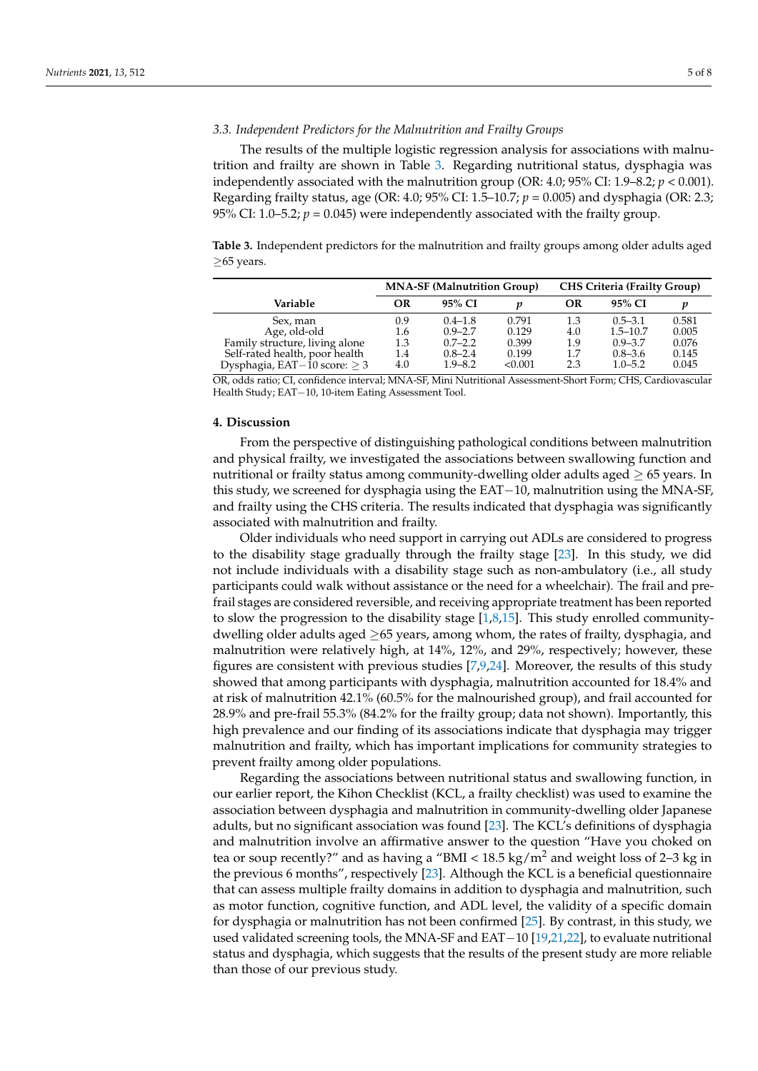### 3.3. Independent Predictors for the Malnutrition and Frailty Groups

The results of the multiple logistic regression analysis for associations with malnutrition and frailty are shown in Table 3. Regarding nutritional status, dysphagia was independently associated with the malnutrition group (OR: 4.0; 95% CI: 1.9–8.2; $p < 0.001$). Regarding frailty status, age (OR: 4.0; 95% CI: 1.5–10.7; $p = 0.005$) and dysphagia (OR: 2.3; 95% CI: 1.0–5.2; $p = 0.045$) were independently associated with the frailty group.

**Table 3.** Independent predictors for the malnutrition and frailty groups among older adults aged ≥65 years.

| | MNA-SF (Malnutrition Group) | | | CHS Criteria (Frailty Group) | | |
|---|---|---|---|---|---|---|
| **Variable** | **OR** | **95% CI** | ***p*** | **OR** | **95% CI** | ***p*** |
| Sex, man | 0.9 | 0.4–1.8 | 0.791 | 1.3 | 0.5–3.1 | 0.581 |
| Age, old-old | 1.6 | 0.9–2.7 | 0.129 | 4.0 | 1.5–10.7 | 0.005 |
| Family structure, living alone | 1.3 | 0.7–2.2 | 0.399 | 1.9 | 0.9–3.7 | 0.076 |
| Self-rated health, poor health | 1.4 | 0.8–2.4 | 0.199 | 1.7 | 0.8–3.6 | 0.145 |
| Dysphagia, EAT−10 score: ≥ 3 | 4.0 | 1.9–8.2 | <0.001 | 2.3 | 1.0–5.2 | 0.045 |

OR, odds ratio; CI, confidence interval; MNA-SF, Mini Nutritional Assessment-Short Form; CHS, Cardiovascular Health Study; EAT−10, 10-item Eating Assessment Tool.

## 4. Discussion

From the perspective of distinguishing pathological conditions between malnutrition and physical frailty, we investigated the associations between swallowing function and nutritional or frailty status among community-dwelling older adults aged ≥ 65 years. In this study, we screened for dysphagia using the EAT−10, malnutrition using the MNA-SF, and frailty using the CHS criteria. The results indicated that dysphagia was significantly associated with malnutrition and frailty.

Older individuals who need support in carrying out ADLs are considered to progress to the disability stage gradually through the frailty stage [23]. In this study, we did not include individuals with a disability stage such as non-ambulatory (i.e., all study participants could walk without assistance or the need for a wheelchair). The frail and pre-frail stages are considered reversible, and receiving appropriate treatment has been reported to slow the progression to the disability stage [1,8,15]. This study enrolled community-dwelling older adults aged ≥65 years, among whom, the rates of frailty, dysphagia, and malnutrition were relatively high, at 14%, 12%, and 29%, respectively; however, these figures are consistent with previous studies [7,9,24]. Moreover, the results of this study showed that among participants with dysphagia, malnutrition accounted for 18.4% and at risk of malnutrition 42.1% (60.5% for the malnourished group), and frail accounted for 28.9% and pre-frail 55.3% (84.2% for the frailty group; data not shown). Importantly, this high prevalence and our finding of its associations indicate that dysphagia may trigger malnutrition and frailty, which has important implications for community strategies to prevent frailty among older populations.

Regarding the associations between nutritional status and swallowing function, in our earlier report, the Kihon Checklist (KCL, a frailty checklist) was used to examine the association between dysphagia and malnutrition in community-dwelling older Japanese adults, but no significant association was found [23]. The KCL's definitions of dysphagia and malnutrition involve an affirmative answer to the question "Have you choked on tea or soup recently?" and as having a "BMI < 18.5 kg/m$^2$ and weight loss of 2–3 kg in the previous 6 months", respectively [23]. Although the KCL is a beneficial questionnaire that can assess multiple frailty domains in addition to dysphagia and malnutrition, such as motor function, cognitive function, and ADL level, the validity of a specific domain for dysphagia or malnutrition has not been confirmed [25]. By contrast, in this study, we used validated screening tools, the MNA-SF and EAT−10 [19,21,22], to evaluate nutritional status and dysphagia, which suggests that the results of the present study are more reliable than those of our previous study.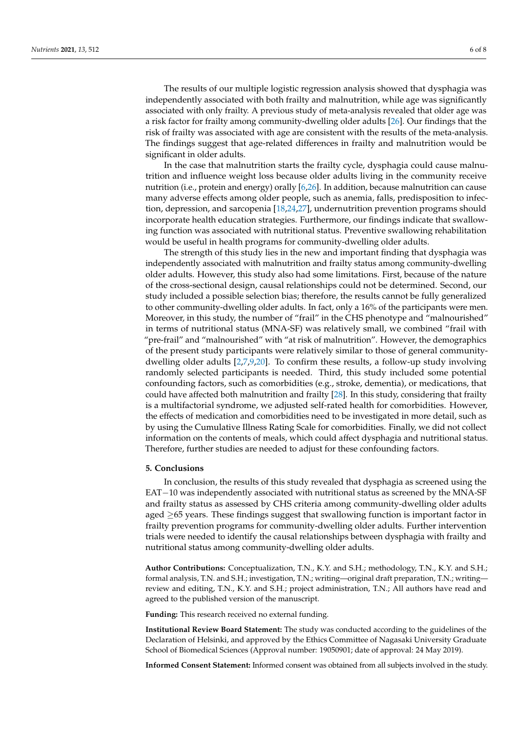The results of our multiple logistic regression analysis showed that dysphagia was independently associated with both frailty and malnutrition, while age was significantly associated with only frailty. A previous study of meta-analysis revealed that older age was a risk factor for frailty among community-dwelling older adults [26]. Our findings that the risk of frailty was associated with age are consistent with the results of the meta-analysis. The findings suggest that age-related differences in frailty and malnutrition would be significant in older adults.

In the case that malnutrition starts the frailty cycle, dysphagia could cause malnutrition and influence weight loss because older adults living in the community receive nutrition (i.e., protein and energy) orally [6,26]. In addition, because malnutrition can cause many adverse effects among older people, such as anemia, falls, predisposition to infection, depression, and sarcopenia [18,24,27], undernutrition prevention programs should incorporate health education strategies. Furthermore, our findings indicate that swallowing function was associated with nutritional status. Preventive swallowing rehabilitation would be useful in health programs for community-dwelling older adults.

The strength of this study lies in the new and important finding that dysphagia was independently associated with malnutrition and frailty status among community-dwelling older adults. However, this study also had some limitations. First, because of the nature of the cross-sectional design, causal relationships could not be determined. Second, our study included a possible selection bias; therefore, the results cannot be fully generalized to other community-dwelling older adults. In fact, only a 16% of the participants were men. Moreover, in this study, the number of "frail" in the CHS phenotype and "malnourished" in terms of nutritional status (MNA-SF) was relatively small, we combined "frail with "pre-frail" and "malnourished" with "at risk of malnutrition". However, the demographics of the present study participants were relatively similar to those of general community-dwelling older adults [2,7,9,20]. To confirm these results, a follow-up study involving randomly selected participants is needed. Third, this study included some potential confounding factors, such as comorbidities (e.g., stroke, dementia), or medications, that could have affected both malnutrition and frailty [28]. In this study, considering that frailty is a multifactorial syndrome, we adjusted self-rated health for comorbidities. However, the effects of medication and comorbidities need to be investigated in more detail, such as by using the Cumulative Illness Rating Scale for comorbidities. Finally, we did not collect information on the contents of meals, which could affect dysphagia and nutritional status. Therefore, further studies are needed to adjust for these confounding factors.

## 5. Conclusions

In conclusion, the results of this study revealed that dysphagia as screened using the EAT−10 was independently associated with nutritional status as screened by the MNA-SF and frailty status as assessed by CHS criteria among community-dwelling older adults aged ≥65 years. These findings suggest that swallowing function is important factor in frailty prevention programs for community-dwelling older adults. Further intervention trials were needed to identify the causal relationships between dysphagia with frailty and nutritional status among community-dwelling older adults.

**Author Contributions:** Conceptualization, T.N., K.Y. and S.H.; methodology, T.N., K.Y. and S.H.; formal analysis, T.N. and S.H.; investigation, T.N.; writing—original draft preparation, T.N.; writing—review and editing, T.N., K.Y. and S.H.; project administration, T.N.; All authors have read and agreed to the published version of the manuscript.

**Funding:** This research received no external funding.

**Institutional Review Board Statement:** The study was conducted according to the guidelines of the Declaration of Helsinki, and approved by the Ethics Committee of Nagasaki University Graduate School of Biomedical Sciences (Approval number: 19050901; date of approval: 24 May 2019).

**Informed Consent Statement:** Informed consent was obtained from all subjects involved in the study.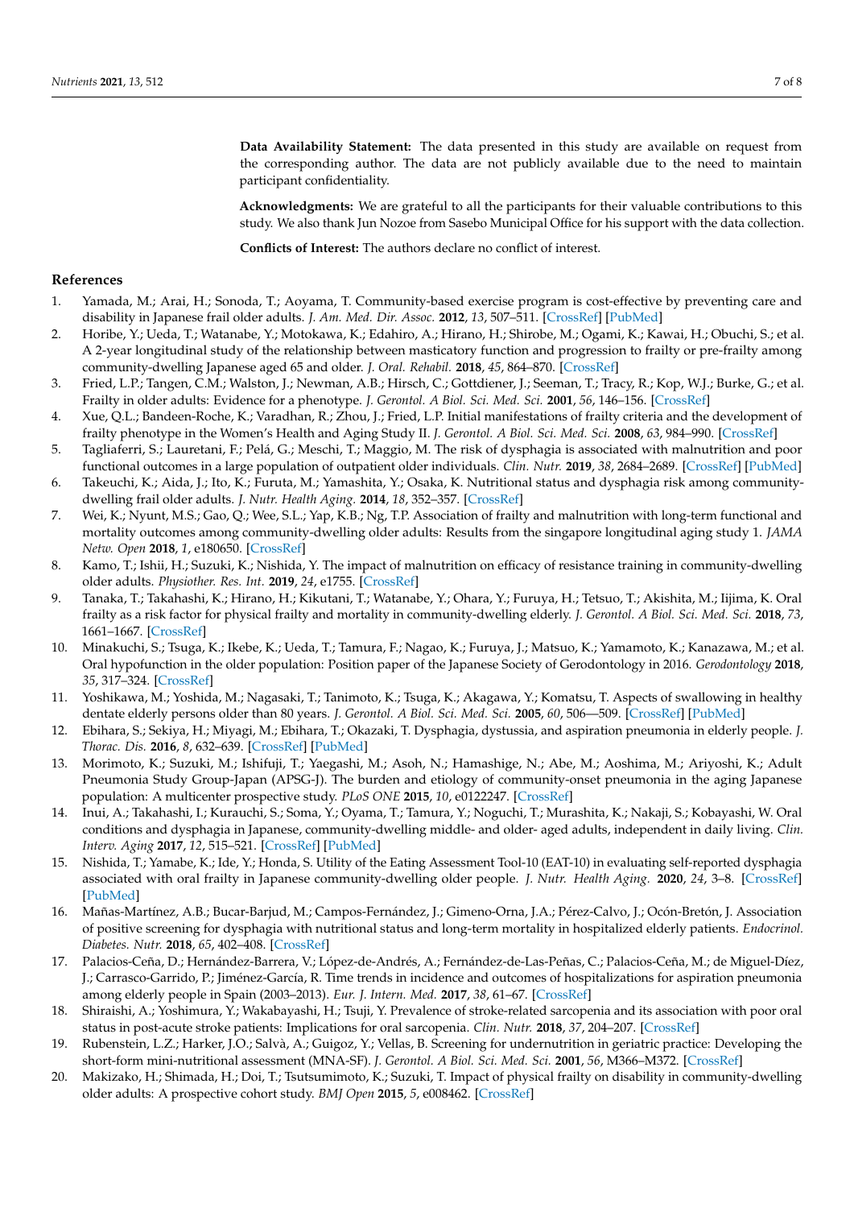**Data Availability Statement:** The data presented in this study are available on request from the corresponding author. The data are not publicly available due to the need to maintain participant confidentiality.

**Acknowledgments:** We are grateful to all the participants for their valuable contributions to this study. We also thank Jun Nozoe from Sasebo Municipal Office for his support with the data collection.

**Conflicts of Interest:** The authors declare no conflict of interest.

## References

1. Yamada, M.; Arai, H.; Sonoda, T.; Aoyama, T. Community-based exercise program is cost-effective by preventing care and disability in Japanese frail older adults. *J. Am. Med. Dir. Assoc.* **2012**, *13*, 507–511. [CrossRef] [PubMed]
2. Horibe, Y.; Ueda, T.; Watanabe, Y.; Motokawa, K.; Edahiro, A.; Hirano, H.; Shirobe, M.; Ogami, K.; Kawai, H.; Obuchi, S.; et al. A 2-year longitudinal study of the relationship between masticatory function and progression to frailty or pre-frailty among community-dwelling Japanese aged 65 and older. *J. Oral. Rehabil.* **2018**, *45*, 864–870. [CrossRef]
3. Fried, L.P.; Tangen, C.M.; Walston, J.; Newman, A.B.; Hirsch, C.; Gottdiener, J.; Seeman, T.; Tracy, R.; Kop, W.J.; Burke, G.; et al. Frailty in older adults: Evidence for a phenotype. *J. Gerontol. A Biol. Sci. Med. Sci.* **2001**, *56*, 146–156. [CrossRef]
4. Xue, Q.L.; Bandeen-Roche, K.; Varadhan, R.; Zhou, J.; Fried, L.P. Initial manifestations of frailty criteria and the development of frailty phenotype in the Women's Health and Aging Study II. *J. Gerontol. A Biol. Sci. Med. Sci.* **2008**, *63*, 984–990. [CrossRef]
5. Tagliaferri, S.; Lauretani, F.; Pelá, G.; Meschi, T.; Maggio, M. The risk of dysphagia is associated with malnutrition and poor functional outcomes in a large population of outpatient older individuals. *Clin. Nutr.* **2019**, *38*, 2684–2689. [CrossRef] [PubMed]
6. Takeuchi, K.; Aida, J.; Ito, K.; Furuta, M.; Yamashita, Y.; Osaka, K. Nutritional status and dysphagia risk among community-dwelling frail older adults. *J. Nutr. Health Aging.* **2014**, *18*, 352–357. [CrossRef]
7. Wei, K.; Nyunt, M.S.; Gao, Q.; Wee, S.L.; Yap, K.B.; Ng, T.P. Association of frailty and malnutrition with long-term functional and mortality outcomes among community-dwelling older adults: Results from the singapore longitudinal aging study 1. *JAMA Netw. Open* **2018**, *1*, e180650. [CrossRef]
8. Kamo, T.; Ishii, H.; Suzuki, K.; Nishida, Y. The impact of malnutrition on efficacy of resistance training in community-dwelling older adults. *Physiother. Res. Int.* **2019**, *24*, e1755. [CrossRef]
9. Tanaka, T.; Takahashi, K.; Hirano, H.; Kikutani, T.; Watanabe, Y.; Ohara, Y.; Furuya, H.; Tetsuo, T.; Akishita, M.; Iijima, K. Oral frailty as a risk factor for physical frailty and mortality in community-dwelling elderly. *J. Gerontol. A Biol. Sci. Med. Sci.* **2018**, *73*, 1661–1667. [CrossRef]
10. Minakuchi, S.; Tsuga, K.; Ikebe, K.; Ueda, T.; Tamura, F.; Nagao, K.; Furuya, J.; Matsuo, K.; Yamamoto, K.; Kanazawa, M.; et al. Oral hypofunction in the older population: Position paper of the Japanese Society of Gerodontology in 2016. *Gerodontology* **2018**, *35*, 317–324. [CrossRef]
11. Yoshikawa, M.; Yoshida, M.; Nagasaki, T.; Tanimoto, K.; Tsuga, K.; Akagawa, Y.; Komatsu, T. Aspects of swallowing in healthy dentate elderly persons older than 80 years. *J. Gerontol. A Biol. Sci. Med. Sci.* **2005**, *60*, 506—509. [CrossRef] [PubMed]
12. Ebihara, S.; Sekiya, H.; Miyagi, M.; Ebihara, T.; Okazaki, T. Dysphagia, dystussia, and aspiration pneumonia in elderly people. *J. Thorac. Dis.* **2016**, *8*, 632–639. [CrossRef] [PubMed]
13. Morimoto, K.; Suzuki, M.; Ishifuji, T.; Yaegashi, M.; Asoh, N.; Hamashige, N.; Abe, M.; Aoshima, M.; Ariyoshi, K.; Adult Pneumonia Study Group-Japan (APSG-J). The burden and etiology of community-onset pneumonia in the aging Japanese population: A multicenter prospective study. *PLoS ONE* **2015**, *10*, e0122247. [CrossRef]
14. Inui, A.; Takahashi, I.; Kurauchi, S.; Soma, Y.; Oyama, T.; Tamura, Y.; Noguchi, T.; Murashita, K.; Nakaji, S.; Kobayashi, W. Oral conditions and dysphagia in Japanese, community-dwelling middle- and older- aged adults, independent in daily living. *Clin. Interv. Aging* **2017**, *12*, 515–521. [CrossRef] [PubMed]
15. Nishida, T.; Yamabe, K.; Ide, Y.; Honda, S. Utility of the Eating Assessment Tool-10 (EAT-10) in evaluating self-reported dysphagia associated with oral frailty in Japanese community-dwelling older people. *J. Nutr. Health Aging.* **2020**, *24*, 3–8. [CrossRef] [PubMed]
16. Mañas-Martínez, A.B.; Bucar-Barjud, M.; Campos-Fernández, J.; Gimeno-Orna, J.A.; Pérez-Calvo, J.; Ocón-Bretón, J. Association of positive screening for dysphagia with nutritional status and long-term mortality in hospitalized elderly patients. *Endocrinol. Diabetes. Nutr.* **2018**, *65*, 402–408. [CrossRef]
17. Palacios-Ceña, D.; Hernández-Barrera, V.; López-de-Andrés, A.; Fernández-de-Las-Peñas, C.; Palacios-Ceña, M.; de Miguel-Díez, J.; Carrasco-Garrido, P.; Jiménez-García, R. Time trends in incidence and outcomes of hospitalizations for aspiration pneumonia among elderly people in Spain (2003–2013). *Eur. J. Intern. Med.* **2017**, *38*, 61–67. [CrossRef]
18. Shiraishi, A.; Yoshimura, Y.; Wakabayashi, H.; Tsuji, Y. Prevalence of stroke-related sarcopenia and its association with poor oral status in post-acute stroke patients: Implications for oral sarcopenia. *Clin. Nutr.* **2018**, *37*, 204–207. [CrossRef]
19. Rubenstein, L.Z.; Harker, J.O.; Salvà, A.; Guigoz, Y.; Vellas, B. Screening for undernutrition in geriatric practice: Developing the short-form mini-nutritional assessment (MNA-SF). *J. Gerontol. A Biol. Sci. Med. Sci.* **2001**, *56*, M366–M372. [CrossRef]
20. Makizako, H.; Shimada, H.; Doi, T.; Tsutsumimoto, K.; Suzuki, T. Impact of physical frailty on disability in community-dwelling older adults: A prospective cohort study. *BMJ Open* **2015**, *5*, e008462. [CrossRef]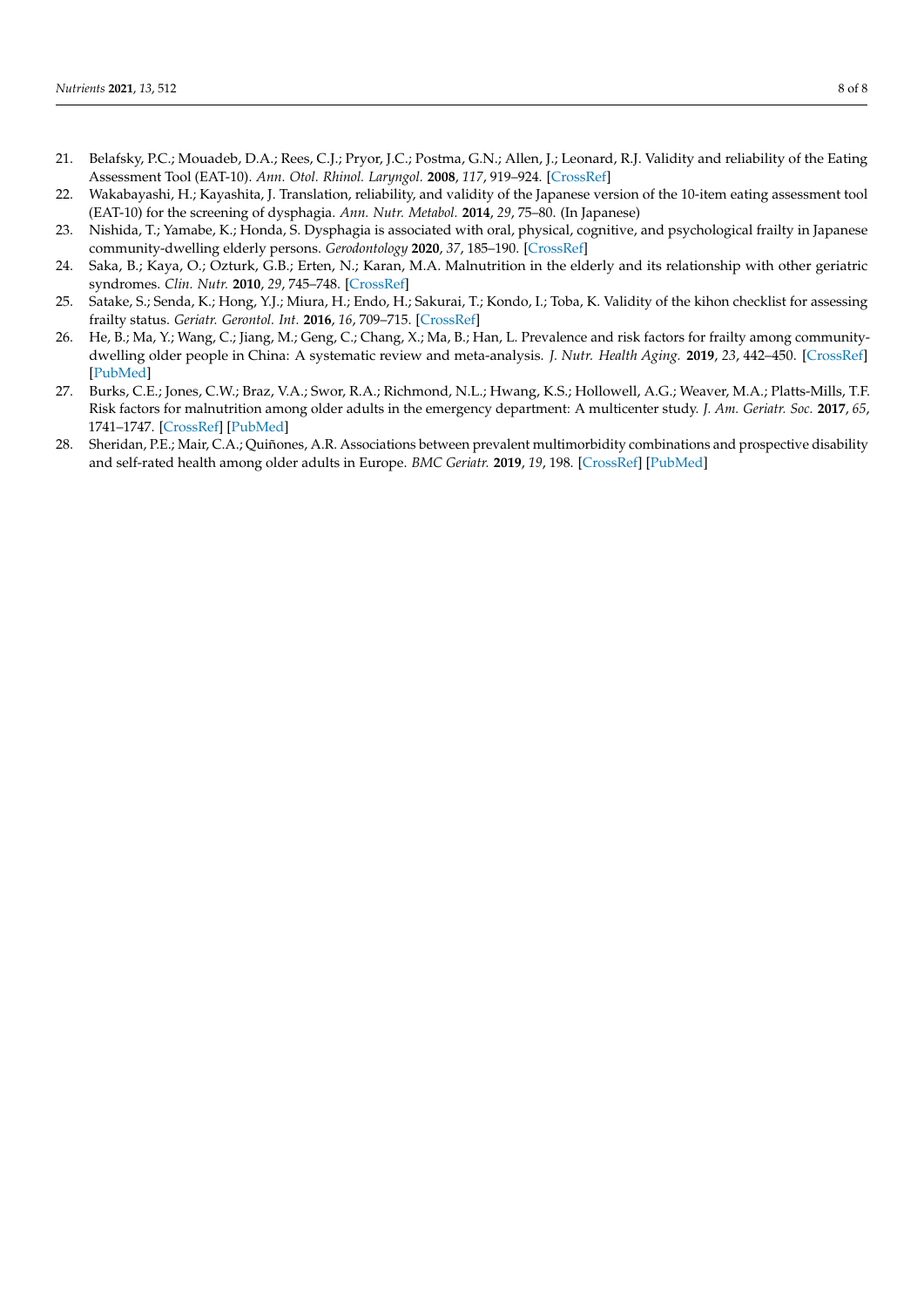21. Belafsky, P.C.; Mouadeb, D.A.; Rees, C.J.; Pryor, J.C.; Postma, G.N.; Allen, J.; Leonard, R.J. Validity and reliability of the Eating Assessment Tool (EAT-10). *Ann. Otol. Rhinol. Laryngol.* **2008**, *117*, 919–924. [CrossRef]
22. Wakabayashi, H.; Kayashita, J. Translation, reliability, and validity of the Japanese version of the 10-item eating assessment tool (EAT-10) for the screening of dysphagia. *Ann. Nutr. Metabol.* **2014**, *29*, 75–80. (In Japanese)
23. Nishida, T.; Yamabe, K.; Honda, S. Dysphagia is associated with oral, physical, cognitive, and psychological frailty in Japanese community-dwelling elderly persons. *Gerodontology* **2020**, *37*, 185–190. [CrossRef]
24. Saka, B.; Kaya, O.; Ozturk, G.B.; Erten, N.; Karan, M.A. Malnutrition in the elderly and its relationship with other geriatric syndromes. *Clin. Nutr.* **2010**, *29*, 745–748. [CrossRef]
25. Satake, S.; Senda, K.; Hong, Y.J.; Miura, H.; Endo, H.; Sakurai, T.; Kondo, I.; Toba, K. Validity of the kihon checklist for assessing frailty status. *Geriatr. Gerontol. Int.* **2016**, *16*, 709–715. [CrossRef]
26. He, B.; Ma, Y.; Wang, C.; Jiang, M.; Geng, C.; Chang, X.; Ma, B.; Han, L. Prevalence and risk factors for frailty among community-dwelling older people in China: A systematic review and meta-analysis. *J. Nutr. Health Aging.* **2019**, *23*, 442–450. [CrossRef] [PubMed]
27. Burks, C.E.; Jones, C.W.; Braz, V.A.; Swor, R.A.; Richmond, N.L.; Hwang, K.S.; Hollowell, A.G.; Weaver, M.A.; Platts-Mills, T.F. Risk factors for malnutrition among older adults in the emergency department: A multicenter study. *J. Am. Geriatr. Soc.* **2017**, *65*, 1741–1747. [CrossRef] [PubMed]
28. Sheridan, P.E.; Mair, C.A.; Quiñones, A.R. Associations between prevalent multimorbidity combinations and prospective disability and self-rated health among older adults in Europe. *BMC Geriatr.* **2019**, *19*, 198. [CrossRef] [PubMed]